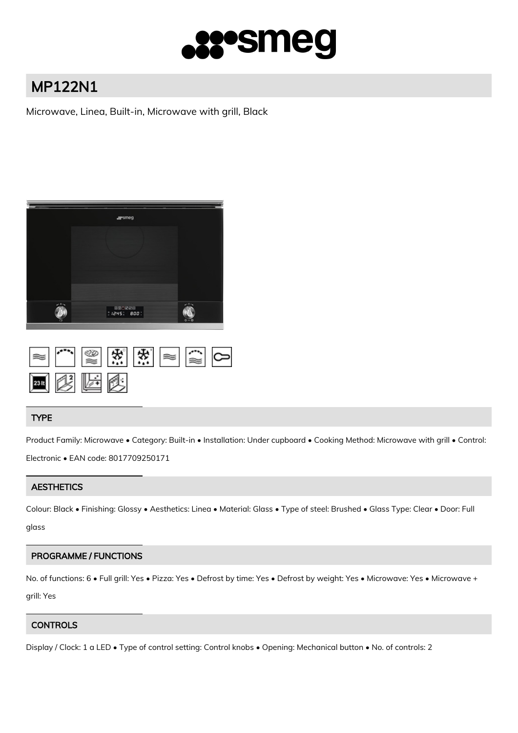# MP122N1

Microwave, Linea, Built-in, Microwave with grill, Black

## TYPE

Product Family: Microwave • Category: Built-in • Installation: Under cupboard • Cooking Method: Microwave with grill • Control: Electronic • EAN code: 8017709250171

## AESTHETICS

Colour: Black • Finishing: Glossy • Aesthetics: Linea • Material: Glass • Type of steel: Brushed • Glass Type: Clear • Door: Full glass

## PROGRAMME / FUNCTIONS

No. of functions: 6 • Full grill: Yes • Pizza: Yes • Defrost by time: Yes • Defrost by weight: Yes • Microwave: Yes • Microwave + grill: Yes

## CONTROLS

Display / Clock: 1 a LED • Type of control setting: Control knobs • Opening: Mechanical button • No. of controls: 2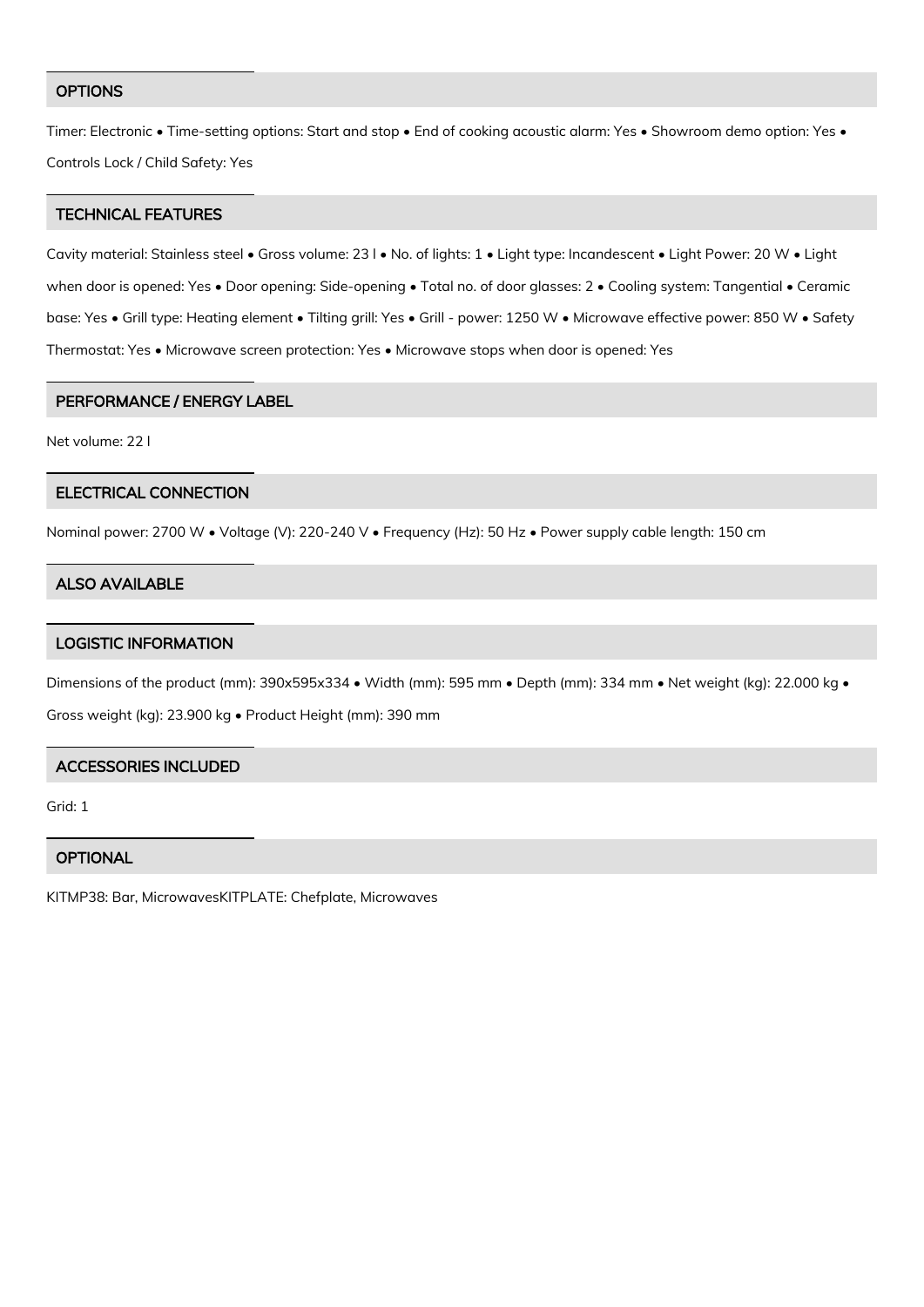## OPTIONS

Timer: Electronic • Time-setting options: Start and stop • End of cooking acoustic alarm: Yes • Showroom demo option: Yes • Controls Lock / Child Safety: Yes

## TECHNICAL FEATURES

Cavity material: Stainless steel • Gross volume: 23 l • No. of lights: 1 • Light type: Incandescent • Light Power: 20 W • Light when door is opened: Yes • Door opening: Side-opening • Total no. of door glasses: 2 • Cooling system: Tangential • Ceramic base: Yes • Grill type: Heating element • Tilting grill: Yes • Grill - power: 1250 W • Microwave effective power: 850 W • Safety Thermostat: Yes • Microwave screen protection: Yes • Microwave stops when door is opened: Yes

## PERFORMANCE / ENERGY LABEL

Net volume: 22 l

## ELECTRICAL CONNECTION

Nominal power: 2700 W • Voltage (V): 220-240 V • Frequency (Hz): 50 Hz • Power supply cable length: 150 cm

## ALSO AVAILABLE

## LOGISTIC INFORMATION

Dimensions of the product (mm): 390x595x334 • Width (mm): 595 mm • Depth (mm): 334 mm • Net weight (kg): 22.000 kg • Gross weight (kg): 23.900 kg • Product Height (mm): 390 mm

## ACCESSORIES INCLUDED

Grid: 1

## OPTIONAL

KITMP38: Bar, MicrowavesKITPLATE: Chefplate, Microwaves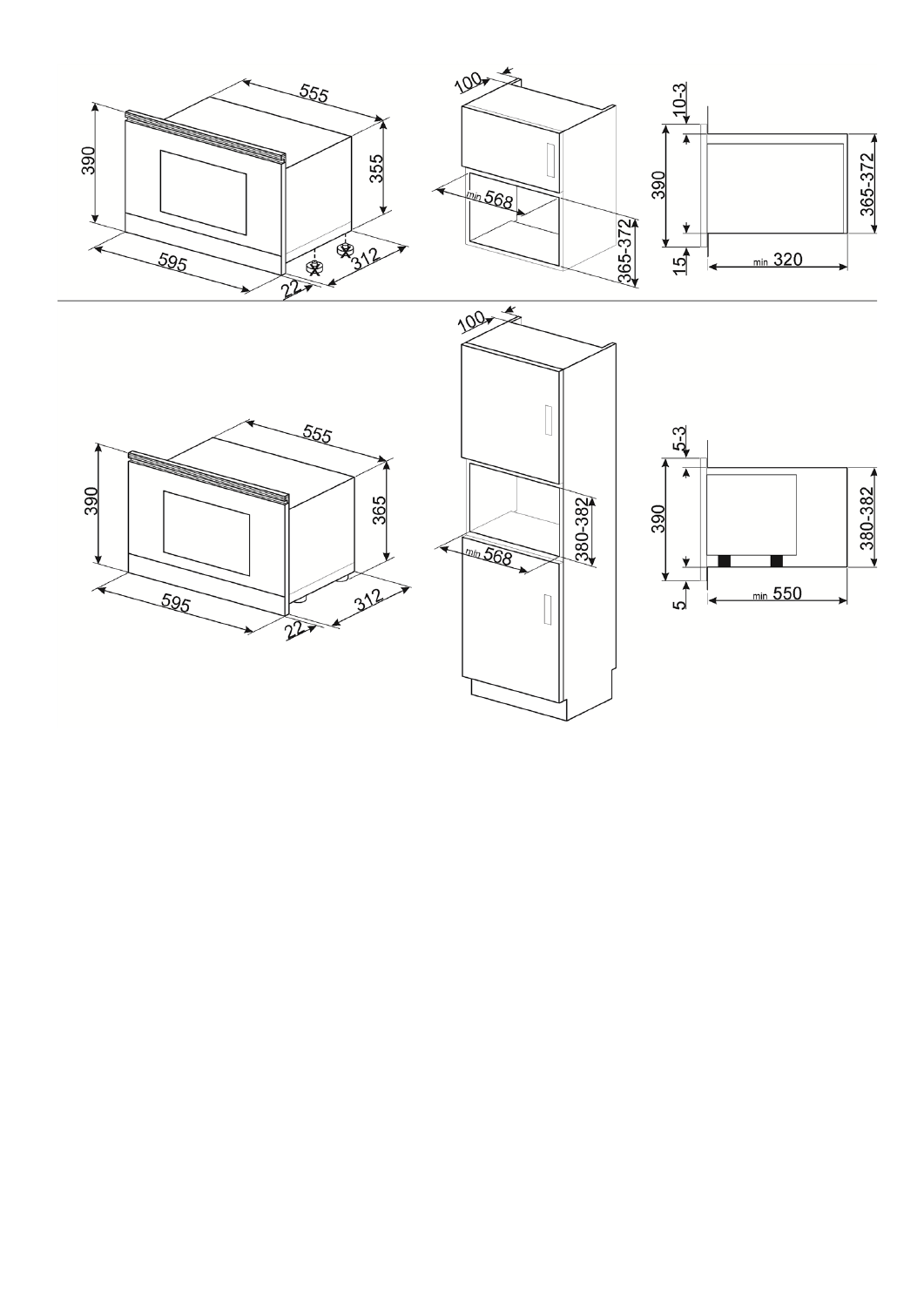555

390

355

595

22

312

100

min 568

365-372

10-3

390

15

365-372

min 320

555

390

365

595

22

312

100

380-382

min 568

5-3

390

5

380-382

min 550